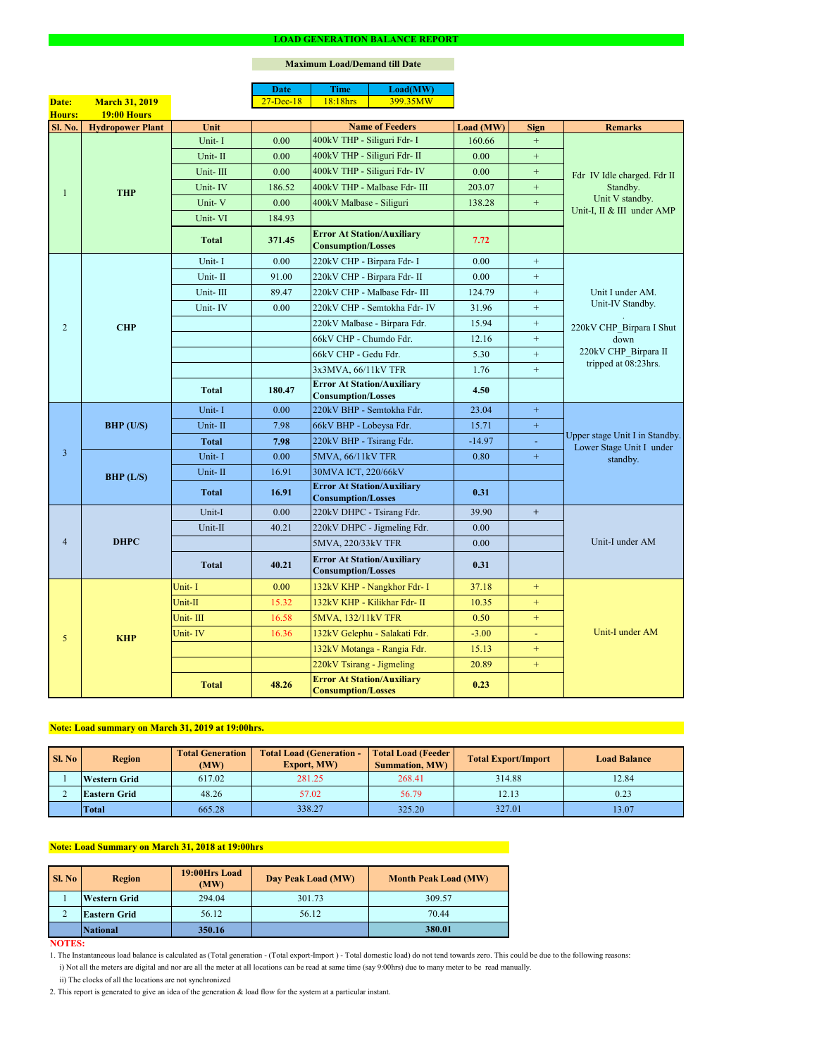# LOAD GENERATION BALANCE REPORT

**Maximum Load/Demand till Date**

| Date | Time | Load(MW) |
|---|---|---|
| 27-Dec-18 | 18:18hrs | 399.35MW |

**Date:** March 31, 2019
**Hours:** 19:00 Hours

| Sl. No. | Hydropower Plant | Unit | | Name of Feeders | Load (MW) | Sign | Remarks |
|---|---|---|---|---|---|---|---|
| 1 | THP | Unit- I | 0.00 | 400kV THP - Siliguri Fdr- I | 160.66 | + | Fdr IV Idle charged. Fdr II Standby. Unit V standby. Unit-I, II & III under AMP |
| | | Unit- II | 0.00 | 400kV THP - Siliguri Fdr- II | 0.00 | + | |
| | | Unit- III | 0.00 | 400kV THP - Siliguri Fdr- IV | 0.00 | + | |
| | | Unit- IV | 186.52 | 400kV THP - Malbase Fdr- III | 203.07 | + | |
| | | Unit- V | 0.00 | 400kV Malbase - Siliguri | 138.28 | + | |
| | | Unit- VI | 184.93 | | | | |
| | | **Total** | **371.45** | **Error At Station/Auxiliary Consumption/Losses** | **7.72** | | |
| 2 | CHP | Unit- I | 0.00 | 220kV CHP - Birpara Fdr- I | 0.00 | + | Unit I under AM. Unit-IV Standby. . 220kV CHP_Birpara I Shut down 220kV CHP_Birpara II tripped at 08:23hrs. |
| | | Unit- II | 91.00 | 220kV CHP - Birpara Fdr- II | 0.00 | + | |
| | | Unit- III | 89.47 | 220kV CHP - Malbase Fdr- III | 124.79 | + | |
| | | Unit- IV | 0.00 | 220kV CHP - Semtokha Fdr- IV | 31.96 | + | |
| | | | | 220kV Malbase - Birpara Fdr. | 15.94 | + | |
| | | | | 66kV CHP - Chumdo Fdr. | 12.16 | + | |
| | | | | 66kV CHP - Gedu Fdr. | 5.30 | + | |
| | | | | 3x3MVA, 66/11kV TFR | 1.76 | + | |
| | | **Total** | **180.47** | **Error At Station/Auxiliary Consumption/Losses** | **4.50** | | |
| 3 | BHP (U/S) | Unit- I | 0.00 | 220kV BHP - Semtokha Fdr. | 23.04 | + | Upper stage Unit I in Standby. Lower Stage Unit I under standby. |
| | | Unit- II | 7.98 | 66kV BHP - Lobeysa Fdr. | 15.71 | + | |
| | | **Total** | **7.98** | 220kV BHP - Tsirang Fdr. | -14.97 | - | |
| | BHP (L/S) | Unit- I | 0.00 | 5MVA, 66/11kV TFR | 0.80 | + | |
| | | Unit- II | 16.91 | 30MVA ICT, 220/66kV | | | |
| | | **Total** | **16.91** | **Error At Station/Auxiliary Consumption/Losses** | **0.31** | | |
| 4 | DHPC | Unit-I | 0.00 | 220kV DHPC - Tsirang Fdr. | 39.90 | + | Unit-I under AM |
| | | Unit-II | 40.21 | 220kV DHPC - Jigmeling Fdr. | 0.00 | | |
| | | | | 5MVA, 220/33kV TFR | 0.00 | | |
| | | **Total** | **40.21** | **Error At Station/Auxiliary Consumption/Losses** | **0.31** | | |
| 5 | KHP | Unit- I | 0.00 | 132kV KHP - Nangkhor Fdr- I | 37.18 | + | Unit-I under AM |
| | | Unit-II | 15.32 | 132kV KHP - Kilikhar Fdr- II | 10.35 | + | |
| | | Unit- III | 16.58 | 5MVA, 132/11kV TFR | 0.50 | + | |
| | | Unit- IV | 16.36 | 132kV Gelephu - Salakati Fdr. | -3.00 | - | |
| | | | | 132kV Motanga - Rangia Fdr. | 15.13 | + | |
| | | | | 220kV Tsirang - Jigmeling | 20.89 | + | |
| | | **Total** | **48.26** | **Error At Station/Auxiliary Consumption/Losses** | **0.23** | | |

**Note: Load summary on March 31, 2019 at 19:00hrs.**

| Sl. No | Region | Total Generation (MW) | Total Load (Generation - Export, MW) | Total Load (Feeder Summation, MW) | Total Export/Import | Load Balance |
|---|---|---|---|---|---|---|
| 1 | Western Grid | 617.02 | 281.25 | 268.41 | 314.88 | 12.84 |
| 2 | Eastern Grid | 48.26 | 57.02 | 56.79 | 12.13 | 0.23 |
| | **Total** | 665.28 | 338.27 | 325.20 | 327.01 | 13.07 |

**Note: Load Summary on March 31, 2018 at 19:00hrs**

| Sl. No | Region | 19:00Hrs Load (MW) | Day Peak Load (MW) | Month Peak Load (MW) |
|---|---|---|---|---|
| 1 | Western Grid | 294.04 | 301.73 | 309.57 |
| 2 | Eastern Grid | 56.12 | 56.12 | 70.44 |
| | **National** | **350.16** | | **380.01** |

**NOTES:**

1. The Instantaneous load balance is calculated as (Total generation - (Total export-Import ) - Total domestic load) do not tend towards zero. This could be due to the following reasons:
   i) Not all the meters are digital and nor are all the meter at all locations can be read at same time (say 9:00hrs) due to many meter to be read manually.
   ii) The clocks of all the locations are not synchronized
2. This report is generated to give an idea of the generation & load flow for the system at a particular instant.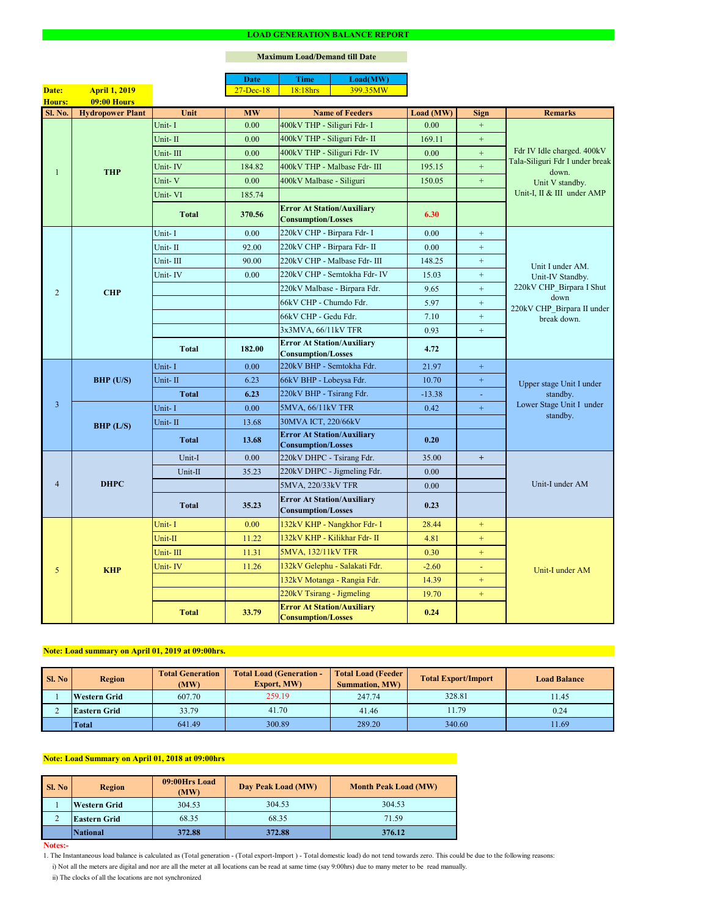# LOAD GENERATION BALANCE REPORT

**Maximum Load/Demand till Date**

| Date | Time | Load(MW) |
|---|---|---|
| 27-Dec-18 | 18:18hrs | 399.35MW |

**Date:** April 1, 2019
**Hours:** 09:00 Hours

| Sl. No. | Hydropower Plant | Unit | MW | Name of Feeders | Load (MW) | Sign | Remarks |
|---|---|---|---|---|---|---|---|
| 1 | THP | Unit- I | 0.00 | 400kV THP - Siliguri Fdr- I | 0.00 | + | Fdr IV Idle charged. 400kV Tala-Siliguri Fdr I under break down. Unit V standby. Unit-I, II & III under AMP |
| | | Unit- II | 0.00 | 400kV THP - Siliguri Fdr- II | 169.11 | + | |
| | | Unit- III | 0.00 | 400kV THP - Siliguri Fdr- IV | 0.00 | + | |
| | | Unit- IV | 184.82 | 400kV THP - Malbase Fdr- III | 195.15 | + | |
| | | Unit- V | 0.00 | 400kV Malbase - Siliguri | 150.05 | + | |
| | | Unit- VI | 185.74 | | | | |
| | | **Total** | **370.56** | **Error At Station/Auxiliary Consumption/Losses** | **6.30** | | |
| 2 | CHP | Unit- I | 0.00 | 220kV CHP - Birpara Fdr- I | 0.00 | + | Unit I under AM. Unit-IV Standby. 220kV CHP_Birpara I Shut down 220kV CHP_Birpara II under break down. |
| | | Unit- II | 92.00 | 220kV CHP - Birpara Fdr- II | 0.00 | + | |
| | | Unit- III | 90.00 | 220kV CHP - Malbase Fdr- III | 148.25 | + | |
| | | Unit- IV | 0.00 | 220kV CHP - Semtokha Fdr- IV | 15.03 | + | |
| | | | | 220kV Malbase - Birpara Fdr. | 9.65 | + | |
| | | | | 66kV CHP - Chumdo Fdr. | 5.97 | + | |
| | | | | 66kV CHP - Gedu Fdr. | 7.10 | + | |
| | | | | 3x3MVA, 66/11kV TFR | 0.93 | + | |
| | | **Total** | **182.00** | **Error At Station/Auxiliary Consumption/Losses** | **4.72** | | |
| 3 | BHP (U/S) | Unit- I | 0.00 | 220kV BHP - Semtokha Fdr. | 21.97 | + | Upper stage Unit I under standby. Lower Stage Unit I under standby. |
| | | Unit- II | 6.23 | 66kV BHP - Lobeysa Fdr. | 10.70 | + | |
| | | **Total** | **6.23** | 220kV BHP - Tsirang Fdr. | -13.38 | - | |
| | BHP (L/S) | Unit- I | 0.00 | 5MVA, 66/11kV TFR | 0.42 | + | |
| | | Unit- II | 13.68 | 30MVA ICT, 220/66kV | | | |
| | | **Total** | **13.68** | **Error At Station/Auxiliary Consumption/Losses** | **0.20** | | |
| 4 | DHPC | Unit-I | 0.00 | 220kV DHPC - Tsirang Fdr. | 35.00 | + | Unit-I under AM |
| | | Unit-II | 35.23 | 220kV DHPC - Jigmeling Fdr. | 0.00 | | |
| | | | | 5MVA, 220/33kV TFR | 0.00 | | |
| | | **Total** | **35.23** | **Error At Station/Auxiliary Consumption/Losses** | **0.23** | | |
| 5 | KHP | Unit- I | 0.00 | 132kV KHP - Nangkhor Fdr- I | 28.44 | + | Unit-I under AM |
| | | Unit-II | 11.22 | 132kV KHP - Kilikhar Fdr- II | 4.81 | + | |
| | | Unit- III | 11.31 | 5MVA, 132/11kV TFR | 0.30 | + | |
| | | Unit- IV | 11.26 | 132kV Gelephu - Salakati Fdr. | -2.60 | - | |
| | | | | 132kV Motanga - Rangia Fdr. | 14.39 | + | |
| | | | | 220kV Tsirang - Jigmeling | 19.70 | + | |
| | | **Total** | **33.79** | **Error At Station/Auxiliary Consumption/Losses** | **0.24** | | |

**Note: Load summary on April 01, 2019 at 09:00hrs.**

| Sl. No | Region | Total Generation (MW) | Total Load (Generation - Export, MW) | Total Load (Feeder Summation, MW) | Total Export/Import | Load Balance |
|---|---|---|---|---|---|---|
| 1 | Western Grid | 607.70 | 259.19 | 247.74 | 328.81 | 11.45 |
| 2 | Eastern Grid | 33.79 | 41.70 | 41.46 | 11.79 | 0.24 |
| | **Total** | 641.49 | 300.89 | 289.20 | 340.60 | 11.69 |

**Note: Load Summary on April 01, 2018 at 09:00hrs**

| Sl. No | Region | 09:00Hrs Load (MW) | Day Peak Load (MW) | Month Peak Load (MW) |
|---|---|---|---|---|
| 1 | Western Grid | 304.53 | 304.53 | 304.53 |
| 2 | Eastern Grid | 68.35 | 68.35 | 71.59 |
| | **National** | **372.88** | **372.88** | **376.12** |

**Notes:-**

1. The Instantaneous load balance is calculated as (Total generation - (Total export-Import ) - Total domestic load) do not tend towards zero. This could be due to the following reasons:
   i) Not all the meters are digital and nor are all the meter at all locations can be read at same time (say 9:00hrs) due to many meter to be read manually.
   ii) The clocks of all the locations are not synchronized